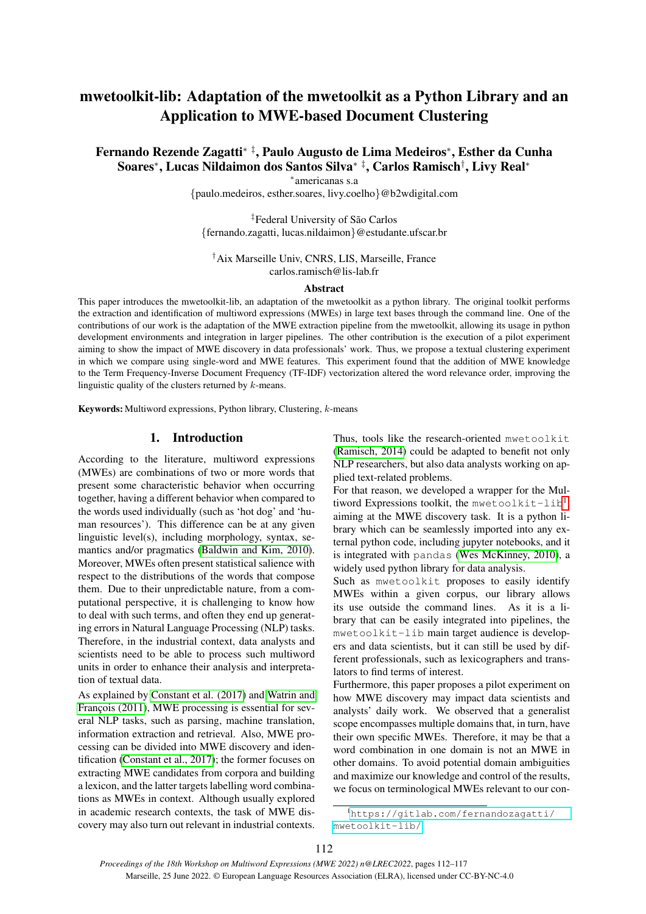# mwetoolkit-lib: Adaptation of the mwetoolkit as a Python Library and an Application to MWE-based Document Clustering

**Fernando Rezende Zagatti[*] [‡], Paulo Augusto de Lima Medeiros[*], Esther da Cunha Soares[*], Lucas Nildaimon dos Santos Silva[*] [‡], Carlos Ramisch[†], Livy Real[*]**

[*]americanas s.a
{paulo.medeiros, esther.soares, livy.coelho}@b2wdigital.com

[‡]Federal University of São Carlos
{fernando.zagatti, lucas.nildaimon}@estudante.ufscar.br

[†]Aix Marseille Univ, CNRS, LIS, Marseille, France
carlos.ramisch@lis-lab.fr

### Abstract

This paper introduces the mwetoolkit-lib, an adaptation of the mwetoolkit as a python library. The original toolkit performs the extraction and identification of multiword expressions (MWEs) in large text bases through the command line. One of the contributions of our work is the adaptation of the MWE extraction pipeline from the mwetoolkit, allowing its usage in python development environments and integration in larger pipelines. The other contribution is the execution of a pilot experiment aiming to show the impact of MWE discovery in data professionals' work. Thus, we propose a textual clustering experiment in which we compare using single-word and MWE features. This experiment found that the addition of MWE knowledge to the Term Frequency-Inverse Document Frequency (TF-IDF) vectorization altered the word relevance order, improving the linguistic quality of the clusters returned by $k$-means.

**Keywords:** Multiword expressions, Python library, Clustering, $k$-means

## 1. Introduction

According to the literature, multiword expressions (MWEs) are combinations of two or more words that present some characteristic behavior when occurring together, having a different behavior when compared to the words used individually (such as 'hot dog' and 'human resources'). This difference can be at any given linguistic level(s), including morphology, syntax, semantics and/or pragmatics (Baldwin and Kim, 2010). Moreover, MWEs often present statistical salience with respect to the distributions of the words that compose them. Due to their unpredictable nature, from a computational perspective, it is challenging to know how to deal with such terms, and often they end up generating errors in Natural Language Processing (NLP) tasks. Therefore, in the industrial context, data analysts and scientists need to be able to process such multiword units in order to enhance their analysis and interpretation of textual data.

As explained by Constant et al. (2017) and Watrin and François (2011), MWE processing is essential for several NLP tasks, such as parsing, machine translation, information extraction and retrieval. Also, MWE processing can be divided into MWE discovery and identification (Constant et al., 2017); the former focuses on extracting MWE candidates from corpora and building a lexicon, and the latter targets labelling word combinations as MWEs in context. Although usually explored in academic research contexts, the task of MWE discovery may also turn out relevant in industrial contexts.

Thus, tools like the research-oriented `mwetoolkit` (Ramisch, 2014) could be adapted to benefit not only NLP researchers, but also data analysts working on applied text-related problems.

For that reason, we developed a wrapper for the Multiword Expressions toolkit, the `mwetoolkit-lib`[1] aiming at the MWE discovery task. It is a python library which can be seamlessly imported into any external python code, including jupyter notebooks, and it is integrated with `pandas` (Wes McKinney, 2010), a widely used python library for data analysis.

Such as `mwetoolkit` proposes to easily identify MWEs within a given corpus, our library allows its use outside the command lines. As it is a library that can be easily integrated into pipelines, the `mwetoolkit-lib` main target audience is developers and data scientists, but it can still be used by different professionals, such as lexicographers and translators to find terms of interest.

Furthermore, this paper proposes a pilot experiment on how MWE discovery may impact data scientists and analysts' daily work. We observed that a generalist scope encompasses multiple domains that, in turn, have their own specific MWEs. Therefore, it may be that a word combination in one domain is not an MWE in other domains. To avoid potential domain ambiguities and maximize our knowledge and control of the results, we focus on terminological MWEs relevant to our con-

[1] https://gitlab.com/fernandozagatti/mwetoolkit-lib/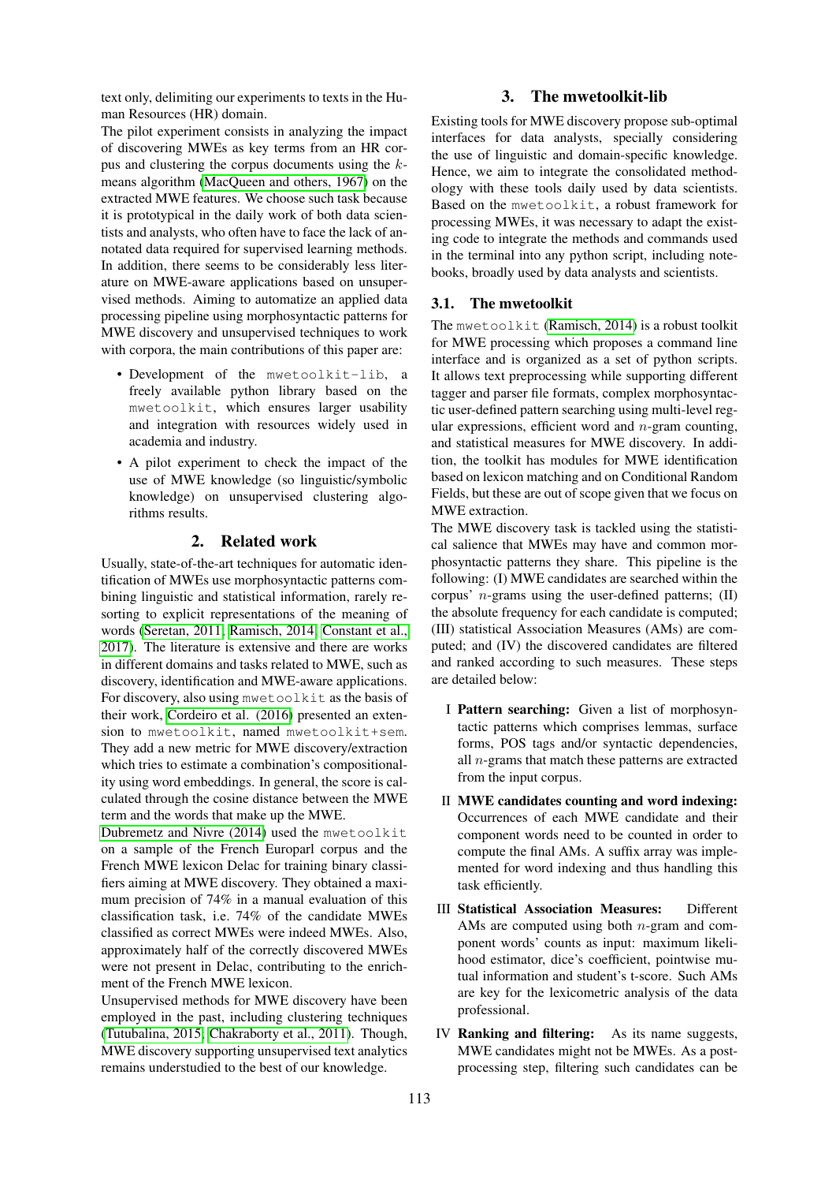text only, delimiting our experiments to texts in the Human Resources (HR) domain.

The pilot experiment consists in analyzing the impact of discovering MWEs as key terms from an HR corpus and clustering the corpus documents using the $k$-means algorithm (MacQueen and others, 1967) on the extracted MWE features. We choose such task because it is prototypical in the daily work of both data scientists and analysts, who often have to face the lack of annotated data required for supervised learning methods. In addition, there seems to be considerably less literature on MWE-aware applications based on unsupervised methods. Aiming to automatize an applied data processing pipeline using morphosyntactic patterns for MWE discovery and unsupervised techniques to work with corpora, the main contributions of this paper are:

- Development of the `mwetoolkit-lib`, a freely available python library based on the `mwetoolkit`, which ensures larger usability and integration with resources widely used in academia and industry.
- A pilot experiment to check the impact of the use of MWE knowledge (so linguistic/symbolic knowledge) on unsupervised clustering algorithms results.

## 2. Related work

Usually, state-of-the-art techniques for automatic identification of MWEs use morphosyntactic patterns combining linguistic and statistical information, rarely resorting to explicit representations of the meaning of words (Seretan, 2011; Ramisch, 2014; Constant et al., 2017). The literature is extensive and there are works in different domains and tasks related to MWE, such as discovery, identification and MWE-aware applications. For discovery, also using `mwetoolkit` as the basis of their work, Cordeiro et al. (2016) presented an extension to `mwetoolkit`, named `mwetoolkit+sem`. They add a new metric for MWE discovery/extraction which tries to estimate a combination's compositionality using word embeddings. In general, the score is calculated through the cosine distance between the MWE term and the words that make up the MWE.

Dubremetz and Nivre (2014) used the `mwetoolkit` on a sample of the French Europarl corpus and the French MWE lexicon Delac for training binary classifiers aiming at MWE discovery. They obtained a maximum precision of 74% in a manual evaluation of this classification task, i.e. 74% of the candidate MWEs classified as correct MWEs were indeed MWEs. Also, approximately half of the correctly discovered MWEs were not present in Delac, contributing to the enrichment of the French MWE lexicon.

Unsupervised methods for MWE discovery have been employed in the past, including clustering techniques (Tutubalina, 2015; Chakraborty et al., 2011). Though, MWE discovery supporting unsupervised text analytics remains understudied to the best of our knowledge.

## 3. The mwetoolkit-lib

Existing tools for MWE discovery propose sub-optimal interfaces for data analysts, specially considering the use of linguistic and domain-specific knowledge. Hence, we aim to integrate the consolidated methodology with these tools daily used by data scientists. Based on the `mwetoolkit`, a robust framework for processing MWEs, it was necessary to adapt the existing code to integrate the methods and commands used in the terminal into any python script, including notebooks, broadly used by data analysts and scientists.

### 3.1. The mwetoolkit

The `mwetoolkit` (Ramisch, 2014) is a robust toolkit for MWE processing which proposes a command line interface and is organized as a set of python scripts. It allows text preprocessing while supporting different tagger and parser file formats, complex morphosyntactic user-defined pattern searching using multi-level regular expressions, efficient word and $n$-gram counting, and statistical measures for MWE discovery. In addition, the toolkit has modules for MWE identification based on lexicon matching and on Conditional Random Fields, but these are out of scope given that we focus on MWE extraction.

The MWE discovery task is tackled using the statistical salience that MWEs may have and common morphosyntactic patterns they share. This pipeline is the following: (I) MWE candidates are searched within the corpus' $n$-grams using the user-defined patterns; (II) the absolute frequency for each candidate is computed; (III) statistical Association Measures (AMs) are computed; and (IV) the discovered candidates are filtered and ranked according to such measures. These steps are detailed below:

I **Pattern searching:** Given a list of morphosyntactic patterns which comprises lemmas, surface forms, POS tags and/or syntactic dependencies, all $n$-grams that match these patterns are extracted from the input corpus.

II **MWE candidates counting and word indexing:** Occurrences of each MWE candidate and their component words need to be counted in order to compute the final AMs. A suffix array was implemented for word indexing and thus handling this task efficiently.

III **Statistical Association Measures:** Different AMs are computed using both $n$-gram and component words' counts as input: maximum likelihood estimator, dice's coefficient, pointwise mutual information and student's t-score. Such AMs are key for the lexicometric analysis of the data professional.

IV **Ranking and filtering:** As its name suggests, MWE candidates might not be MWEs. As a post-processing step, filtering such candidates can be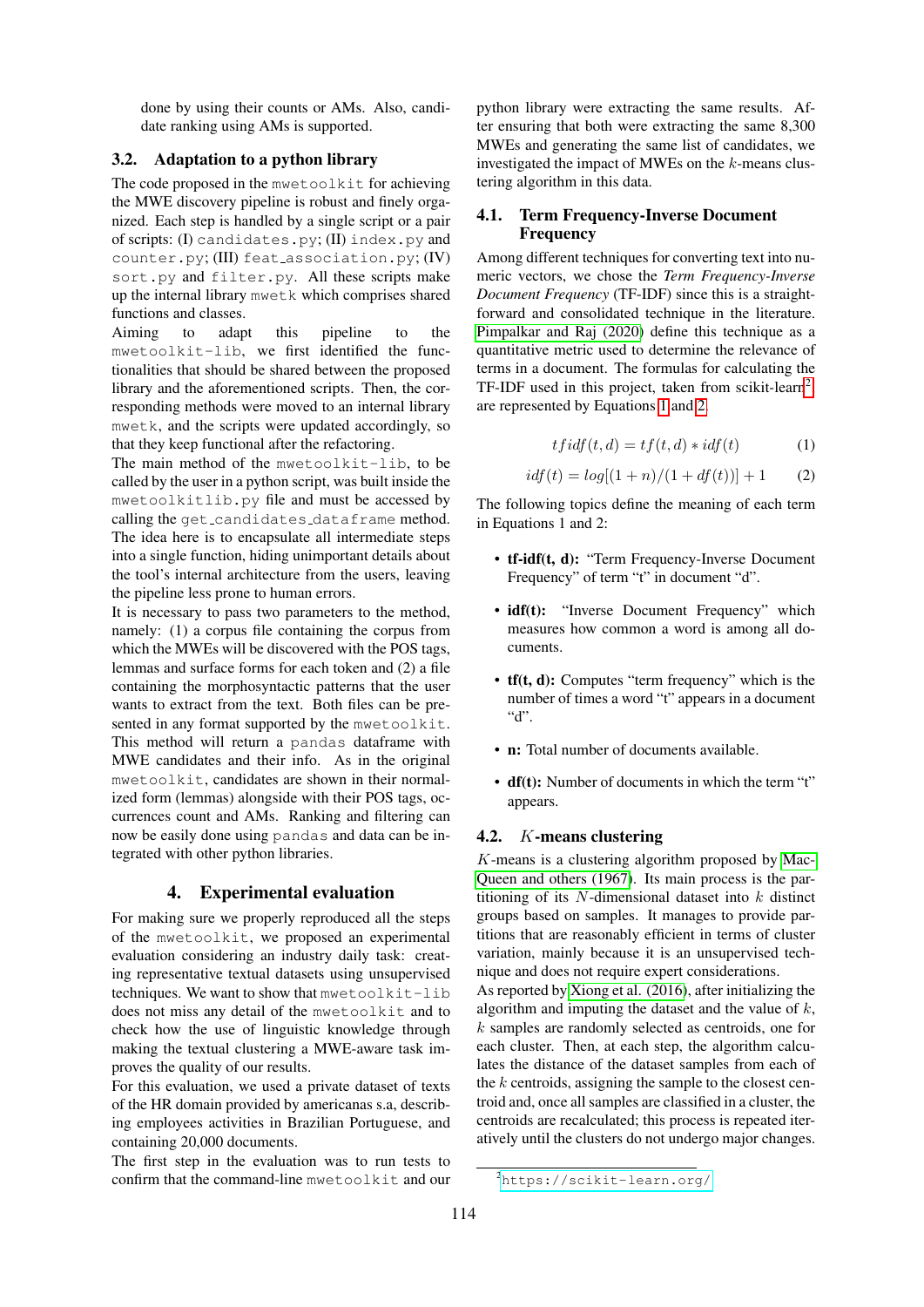done by using their counts or AMs. Also, candidate ranking using AMs is supported.

### 3.2. Adaptation to a python library

The code proposed in the `mwetoolkit` for achieving the MWE discovery pipeline is robust and finely organized. Each step is handled by a single script or a pair of scripts: (I) `candidates.py`; (II) `index.py` and `counter.py`; (III) `feat_association.py`; (IV) `sort.py` and `filter.py`. All these scripts make up the internal library `mwetk` which comprises shared functions and classes.

Aiming to adapt this pipeline to the `mwetoolkit-lib`, we first identified the functionalities that should be shared between the proposed library and the aforementioned scripts. Then, the corresponding methods were moved to an internal library `mwetk`, and the scripts were updated accordingly, so that they keep functional after the refactoring.

The main method of the `mwetoolkit-lib`, to be called by the user in a python script, was built inside the `mwetoolkitlib.py` file and must be accessed by calling the `get_candidates_dataframe` method. The idea here is to encapsulate all intermediate steps into a single function, hiding unimportant details about the tool's internal architecture from the users, leaving the pipeline less prone to human errors.

It is necessary to pass two parameters to the method, namely: (1) a corpus file containing the corpus from which the MWEs will be discovered with the POS tags, lemmas and surface forms for each token and (2) a file containing the morphosyntactic patterns that the user wants to extract from the text. Both files can be presented in any format supported by the `mwetoolkit`. This method will return a `pandas` dataframe with MWE candidates and their info. As in the original `mwetoolkit`, candidates are shown in their normalized form (lemmas) alongside with their POS tags, occurrences count and AMs. Ranking and filtering can now be easily done using `pandas` and data can be integrated with other python libraries.

## 4. Experimental evaluation

For making sure we properly reproduced all the steps of the `mwetoolkit`, we proposed an experimental evaluation considering an industry daily task: creating representative textual datasets using unsupervised techniques. We want to show that `mwetoolkit-lib` does not miss any detail of the `mwetoolkit` and to check how the use of linguistic knowledge through making the textual clustering a MWE-aware task improves the quality of our results.

For this evaluation, we used a private dataset of texts of the HR domain provided by americanas s.a, describing employees activities in Brazilian Portuguese, and containing 20,000 documents.

The first step in the evaluation was to run tests to confirm that the command-line `mwetoolkit` and our python library were extracting the same results. After ensuring that both were extracting the same 8,300 MWEs and generating the same list of candidates, we investigated the impact of MWEs on the $k$-means clustering algorithm in this data.

### 4.1. Term Frequency-Inverse Document Frequency

Among different techniques for converting text into numeric vectors, we chose the *Term Frequency-Inverse Document Frequency* (TF-IDF) since this is a straightforward and consolidated technique in the literature. Pimpalkar and Raj (2020) define this technique as a quantitative metric used to determine the relevance of terms in a document. The formulas for calculating the TF-IDF used in this project, taken from scikit-learn[2], are represented by Equations 1 and 2.

$$tfidf(t,d) = tf(t,d) * idf(t) \tag{1}$$

$$idf(t) = log[(1+n)/(1+df(t))] + 1 \tag{2}$$

The following topics define the meaning of each term in Equations 1 and 2:

- **tf-idf(t, d):** "Term Frequency-Inverse Document Frequency" of term "t" in document "d".
- **idf(t):** "Inverse Document Frequency" which measures how common a word is among all documents.
- **tf(t, d):** Computes "term frequency" which is the number of times a word "t" appears in a document "d".
- **n:** Total number of documents available.
- **df(t):** Number of documents in which the term "t" appears.

### 4.2. $K$-means clustering

$K$-means is a clustering algorithm proposed by MacQueen and others (1967). Its main process is the partitioning of its $N$-dimensional dataset into $k$ distinct groups based on samples. It manages to provide partitions that are reasonably efficient in terms of cluster variation, mainly because it is an unsupervised technique and does not require expert considerations.

As reported by Xiong et al. (2016), after initializing the algorithm and imputing the dataset and the value of $k$, $k$ samples are randomly selected as centroids, one for each cluster. Then, at each step, the algorithm calculates the distance of the dataset samples from each of the $k$ centroids, assigning the sample to the closest centroid and, once all samples are classified in a cluster, the centroids are recalculated; this process is repeated iteratively until the clusters do not undergo major changes.

[2] https://scikit-learn.org/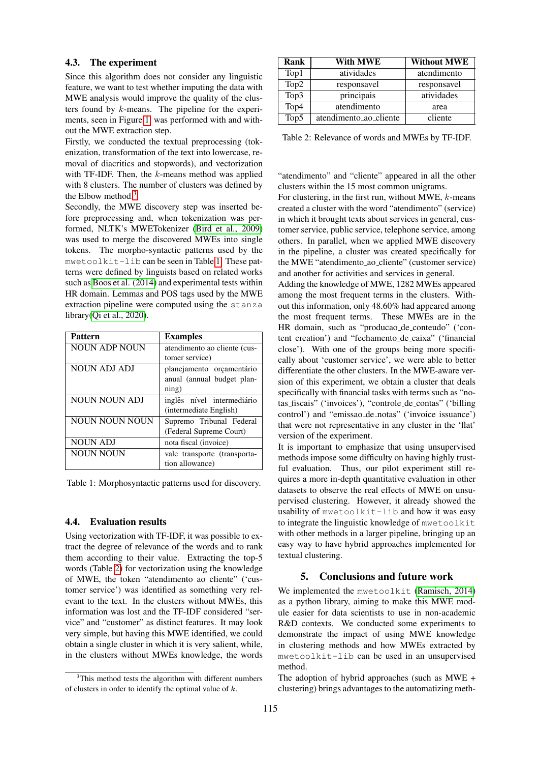### 4.3. The experiment

Since this algorithm does not consider any linguistic feature, we want to test whether imputing the data with MWE analysis would improve the quality of the clusters found by $k$-means. The pipeline for the experiments, seen in Figure 1, was performed with and without the MWE extraction step.

Firstly, we conducted the textual preprocessing (tokenization, transformation of the text into lowercase, removal of diacritics and stopwords), and vectorization with TF-IDF. Then, the $k$-means method was applied with 8 clusters. The number of clusters was defined by the Elbow method.[3]

Secondly, the MWE discovery step was inserted before preprocessing and, when tokenization was performed, NLTK's MWETokenizer (Bird et al., 2009) was used to merge the discovered MWEs into single tokens. The morpho-syntactic patterns used by the `mwetoolkit-lib` can be seen in Table 1. These patterns were defined by linguists based on related works such as Boos et al. (2014) and experimental tests within HR domain. Lemmas and POS tags used by the MWE extraction pipeline were computed using the `stanza` library(Qi et al., 2020).

| Pattern | Examples |
|---|---|
| NOUN ADP NOUN | atendimento ao cliente (customer service) |
| NOUN ADJ ADJ | planejamento orçamentário anual (annual budget planning) |
| NOUN NOUN ADJ | inglês nível intermediário (intermediate English) |
| NOUN NOUN NOUN | Supremo Tribunal Federal (Federal Supreme Court) |
| NOUN ADJ | nota fiscal (invoice) |
| NOUN NOUN | vale transporte (transportation allowance) |

Table 1: Morphosyntactic patterns used for discovery.

### 4.4. Evaluation results

Using vectorization with TF-IDF, it was possible to extract the degree of relevance of the words and to rank them according to their value. Extracting the top-5 words (Table 2) for vectorization using the knowledge of MWE, the token "atendimento ao cliente" ('customer service') was identified as something very relevant to the text. In the clusters without MWEs, this information was lost and the TF-IDF considered "service" and "customer" as distinct features. It may look very simple, but having this MWE identified, we could obtain a single cluster in which it is very salient, while, in the clusters without MWEs knowledge, the words "atendimento" and "cliente" appeared in all the other clusters within the 15 most common unigrams.

| Rank | With MWE | Without MWE |
|---|---|---|
| Top1 | atividades | atendimento |
| Top2 | responsavel | responsavel |
| Top3 | principais | atividades |
| Top4 | atendimento | area |
| Top5 | atendimento_ao_cliente | cliente |

Table 2: Relevance of words and MWEs by TF-IDF.

For clustering, in the first run, without MWE, $k$-means created a cluster with the word "atendimento" (service) in which it brought texts about services in general, customer service, public service, telephone service, among others. In parallel, when we applied MWE discovery in the pipeline, a cluster was created specifically for the MWE "atendimento_ao_cliente" (customer service) and another for activities and services in general.

Adding the knowledge of MWE, 1282 MWEs appeared among the most frequent terms in the clusters. Without this information, only 48.60% had appeared among the most frequent terms. These MWEs are in the HR domain, such as "producao_de_conteudo" ('content creation') and "fechamento_de_caixa" ('financial close'). With one of the groups being more specifically about 'customer service', we were able to better differentiate the other clusters. In the MWE-aware version of this experiment, we obtain a cluster that deals specifically with financial tasks with terms such as "notas_fiscais" ('invoices'), "controle_de_contas" ('billing control') and "emissao_de_notas" ('invoice issuance') that were not representative in any cluster in the 'flat' version of the experiment.

It is important to emphasize that using unsupervised methods impose some difficulty on having highly trustful evaluation. Thus, our pilot experiment still requires a more in-depth quantitative evaluation in other datasets to observe the real effects of MWE on unsupervised clustering. However, it already showed the usability of `mwetoolkit-lib` and how it was easy to integrate the linguistic knowledge of `mwetoolkit` with other methods in a larger pipeline, bringing up an easy way to have hybrid approaches implemented for textual clustering.

## 5. Conclusions and future work

We implemented the `mwetoolkit` (Ramisch, 2014) as a python library, aiming to make this MWE module easier for data scientists to use in non-academic R&D contexts. We conducted some experiments to demonstrate the impact of using MWE knowledge in clustering methods and how MWEs extracted by `mwetoolkit-lib` can be used in an unsupervised method.

The adoption of hybrid approaches (such as MWE + clustering) brings advantages to the automatizing meth-

[3]This method tests the algorithm with different numbers of clusters in order to identify the optimal value of $k$.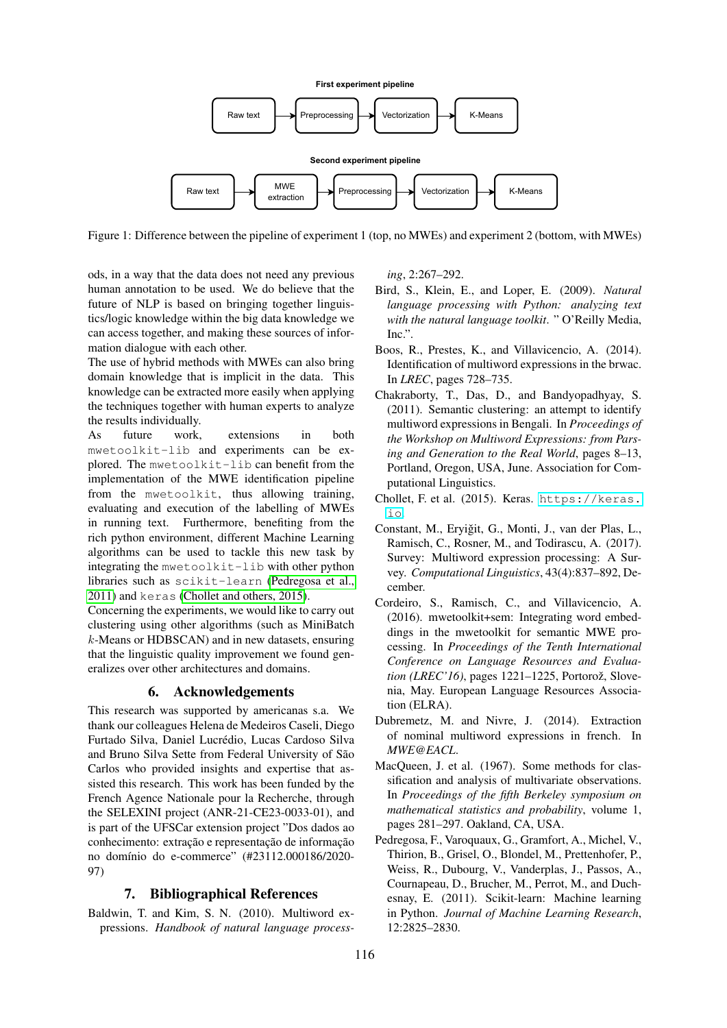**First experiment pipeline**

Raw text → Preprocessing → Vectorization → K-Means

**Second experiment pipeline**

Raw text → MWE extraction → Preprocessing → Vectorization → K-Means

Figure 1: Difference between the pipeline of experiment 1 (top, no MWEs) and experiment 2 (bottom, with MWEs)

ods, in a way that the data does not need any previous human annotation to be used. We do believe that the future of NLP is based on bringing together linguistics/logic knowledge within the big data knowledge we can access together, and making these sources of information dialogue with each other.

The use of hybrid methods with MWEs can also bring domain knowledge that is implicit in the data. This knowledge can be extracted more easily when applying the techniques together with human experts to analyze the results individually.

As future work, extensions in both `mwetoolkit-lib` and experiments can be explored. The `mwetoolkit-lib` can benefit from the implementation of the MWE identification pipeline from the `mwetoolkit`, thus allowing training, evaluating and execution of the labelling of MWEs in running text. Furthermore, benefiting from the rich python environment, different Machine Learning algorithms can be used to tackle this new task by integrating the `mwetoolkit-lib` with other python libraries such as `scikit-learn` (Pedregosa et al., 2011) and `keras` (Chollet and others, 2015).

Concerning the experiments, we would like to carry out clustering using other algorithms (such as MiniBatch $k$-Means or HDBSCAN) and in new datasets, ensuring that the linguistic quality improvement we found generalizes over other architectures and domains.

## 6. Acknowledgements

This research was supported by americanas s.a. We thank our colleagues Helena de Medeiros Caseli, Diego Furtado Silva, Daniel Lucrédio, Lucas Cardoso Silva and Bruno Silva Sette from Federal University of São Carlos who provided insights and expertise that assisted this research. This work has been funded by the French Agence Nationale pour la Recherche, through the SELEXINI project (ANR-21-CE23-0033-01), and is part of the UFSCar extension project "Dos dados ao conhecimento: extração e representação de informação no domínio do e-commerce" (#23112.000186/2020-97)

## 7. Bibliographical References

Baldwin, T. and Kim, S. N. (2010). Multiword expressions. *Handbook of natural language processing*, 2:267–292.

Bird, S., Klein, E., and Loper, E. (2009). *Natural language processing with Python: analyzing text with the natural language toolkit*. " O'Reilly Media, Inc.".

Boos, R., Prestes, K., and Villavicencio, A. (2014). Identification of multiword expressions in the brwac. In *LREC*, pages 728–735.

Chakraborty, T., Das, D., and Bandyopadhyay, S. (2011). Semantic clustering: an attempt to identify multiword expressions in Bengali. In *Proceedings of the Workshop on Multiword Expressions: from Parsing and Generation to the Real World*, pages 8–13, Portland, Oregon, USA, June. Association for Computational Linguistics.

Chollet, F. et al. (2015). Keras. `https://keras.io`.

Constant, M., Eryiğit, G., Monti, J., van der Plas, L., Ramisch, C., Rosner, M., and Todirascu, A. (2017). Survey: Multiword expression processing: A Survey. *Computational Linguistics*, 43(4):837–892, December.

Cordeiro, S., Ramisch, C., and Villavicencio, A. (2016). mwetoolkit+sem: Integrating word embeddings in the mwetoolkit for semantic MWE processing. In *Proceedings of the Tenth International Conference on Language Resources and Evaluation (LREC'16)*, pages 1221–1225, Portorož, Slovenia, May. European Language Resources Association (ELRA).

Dubremetz, M. and Nivre, J. (2014). Extraction of nominal multiword expressions in french. In *MWE@EACL*.

MacQueen, J. et al. (1967). Some methods for classification and analysis of multivariate observations. In *Proceedings of the fifth Berkeley symposium on mathematical statistics and probability*, volume 1, pages 281–297. Oakland, CA, USA.

Pedregosa, F., Varoquaux, G., Gramfort, A., Michel, V., Thirion, B., Grisel, O., Blondel, M., Prettenhofer, P., Weiss, R., Dubourg, V., Vanderplas, J., Passos, A., Cournapeau, D., Brucher, M., Perrot, M., and Duchesnay, E. (2011). Scikit-learn: Machine learning in Python. *Journal of Machine Learning Research*, 12:2825–2830.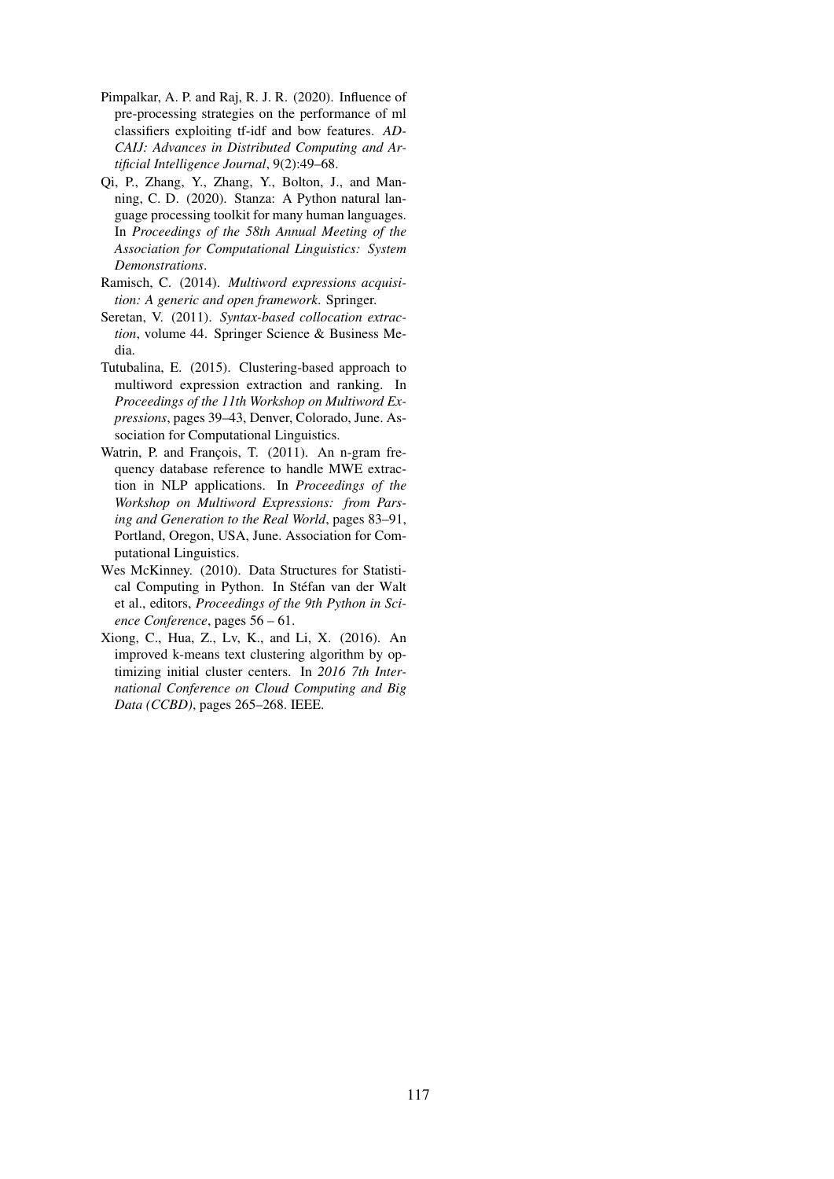Pimpalkar, A. P. and Raj, R. J. R. (2020). Influence of pre-processing strategies on the performance of ml classifiers exploiting tf-idf and bow features. *ADCAIJ: Advances in Distributed Computing and Artificial Intelligence Journal*, 9(2):49–68.

Qi, P., Zhang, Y., Zhang, Y., Bolton, J., and Manning, C. D. (2020). Stanza: A Python natural language processing toolkit for many human languages. In *Proceedings of the 58th Annual Meeting of the Association for Computational Linguistics: System Demonstrations*.

Ramisch, C. (2014). *Multiword expressions acquisition: A generic and open framework*. Springer.

Seretan, V. (2011). *Syntax-based collocation extraction*, volume 44. Springer Science & Business Media.

Tutubalina, E. (2015). Clustering-based approach to multiword expression extraction and ranking. In *Proceedings of the 11th Workshop on Multiword Expressions*, pages 39–43, Denver, Colorado, June. Association for Computational Linguistics.

Watrin, P. and François, T. (2011). An n-gram frequency database reference to handle MWE extraction in NLP applications. In *Proceedings of the Workshop on Multiword Expressions: from Parsing and Generation to the Real World*, pages 83–91, Portland, Oregon, USA, June. Association for Computational Linguistics.

Wes McKinney. (2010). Data Structures for Statistical Computing in Python. In Stéfan van der Walt et al., editors, *Proceedings of the 9th Python in Science Conference*, pages 56 – 61.

Xiong, C., Hua, Z., Lv, K., and Li, X. (2016). An improved k-means text clustering algorithm by optimizing initial cluster centers. In *2016 7th International Conference on Cloud Computing and Big Data (CCBD)*, pages 265–268. IEEE.